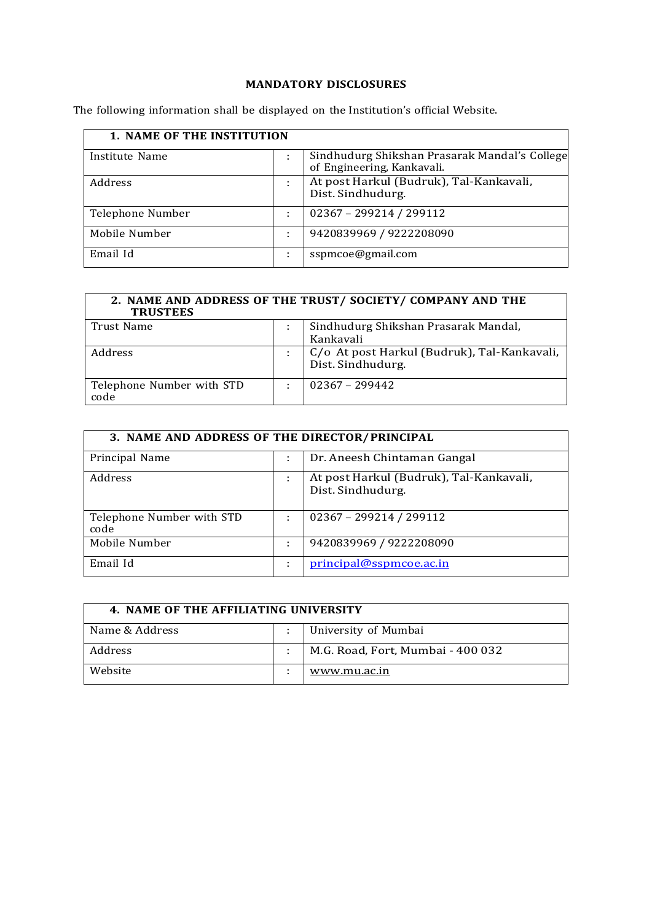# MANDATORY DISCLOSURES

The following information shall be displayed on the Institution's official Website.

| 1. NAME OF THE INSTITUTION | | |
|---|---|---|
| Institute Name | : | Sindhudurg Shikshan Prasarak Mandal's College of Engineering, Kankavali. |
| Address | : | At post Harkul (Budruk), Tal-Kankavali, Dist. Sindhudurg. |
| Telephone Number | : | 02367 – 299214 / 299112 |
| Mobile Number | : | 9420839969 / 9222208090 |
| Email Id | : | sspmcoe@gmail.com |

| 2. NAME AND ADDRESS OF THE TRUST/ SOCIETY/ COMPANY AND THE TRUSTEES | | |
|---|---|---|
| Trust Name | : | Sindhudurg Shikshan Prasarak Mandal, Kankavali |
| Address | : | C/o At post Harkul (Budruk), Tal-Kankavali, Dist. Sindhudurg. |
| Telephone Number with STD code | : | 02367 – 299442 |

| 3. NAME AND ADDRESS OF THE DIRECTOR/PRINCIPAL | | |
|---|---|---|
| Principal Name | : | Dr. Aneesh Chintaman Gangal |
| Address | : | At post Harkul (Budruk), Tal-Kankavali, Dist. Sindhudurg. |
| Telephone Number with STD code | : | 02367 – 299214 / 299112 |
| Mobile Number | : | 9420839969 / 9222208090 |
| Email Id | : | principal@sspmcoe.ac.in |

| 4. NAME OF THE AFFILIATING UNIVERSITY | | |
|---|---|---|
| Name & Address | : | University of Mumbai |
| Address | : | M.G. Road, Fort, Mumbai - 400 032 |
| Website | : | www.mu.ac.in |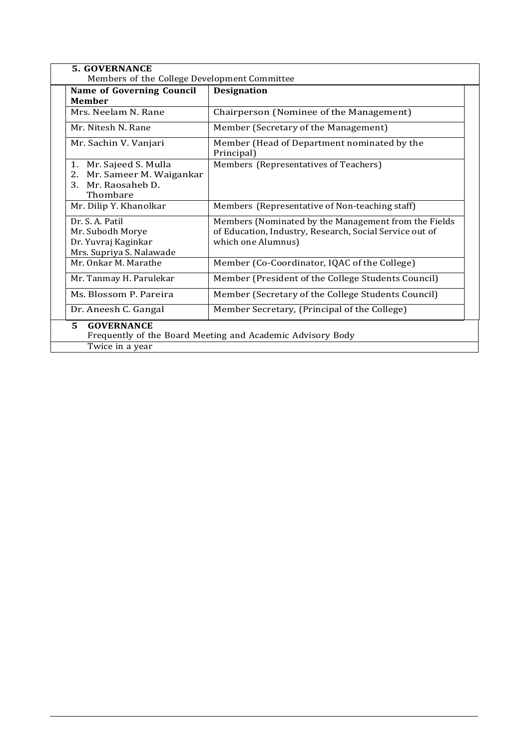## 5. GOVERNANCE

Members of the College Development Committee

| Name of Governing Council Member | Designation |
| --- | --- |
| Mrs. Neelam N. Rane | Chairperson (Nominee of the Management) |
| Mr. Nitesh N. Rane | Member (Secretary of the Management) |
| Mr. Sachin V. Vanjari | Member (Head of Department nominated by the Principal) |
| 1. Mr. Sajeed S. Mulla<br>2. Mr. Sameer M. Waigankar<br>3. Mr. Raosaheb D. Thombare | Members (Representatives of Teachers) |
| Mr. Dilip Y. Khanolkar | Members (Representative of Non-teaching staff) |
| Dr. S. A. Patil<br>Mr. Subodh Morye<br>Dr. Yuvraj Kaginkar<br>Mrs. Supriya S. Nalawade | Members (Nominated by the Management from the Fields of Education, Industry, Research, Social Service out of which one Alumnus) |
| Mr. Onkar M. Marathe | Member (Co-Coordinator, IQAC of the College) |
| Mr. Tanmay H. Parulekar | Member (President of the College Students Council) |
| Ms. Blossom P. Pareira | Member (Secretary of the College Students Council) |
| Dr. Aneesh C. Gangal | Member Secretary, (Principal of the College) |

## 5 GOVERNANCE

Frequently of the Board Meeting and Academic Advisory Body

Twice in a year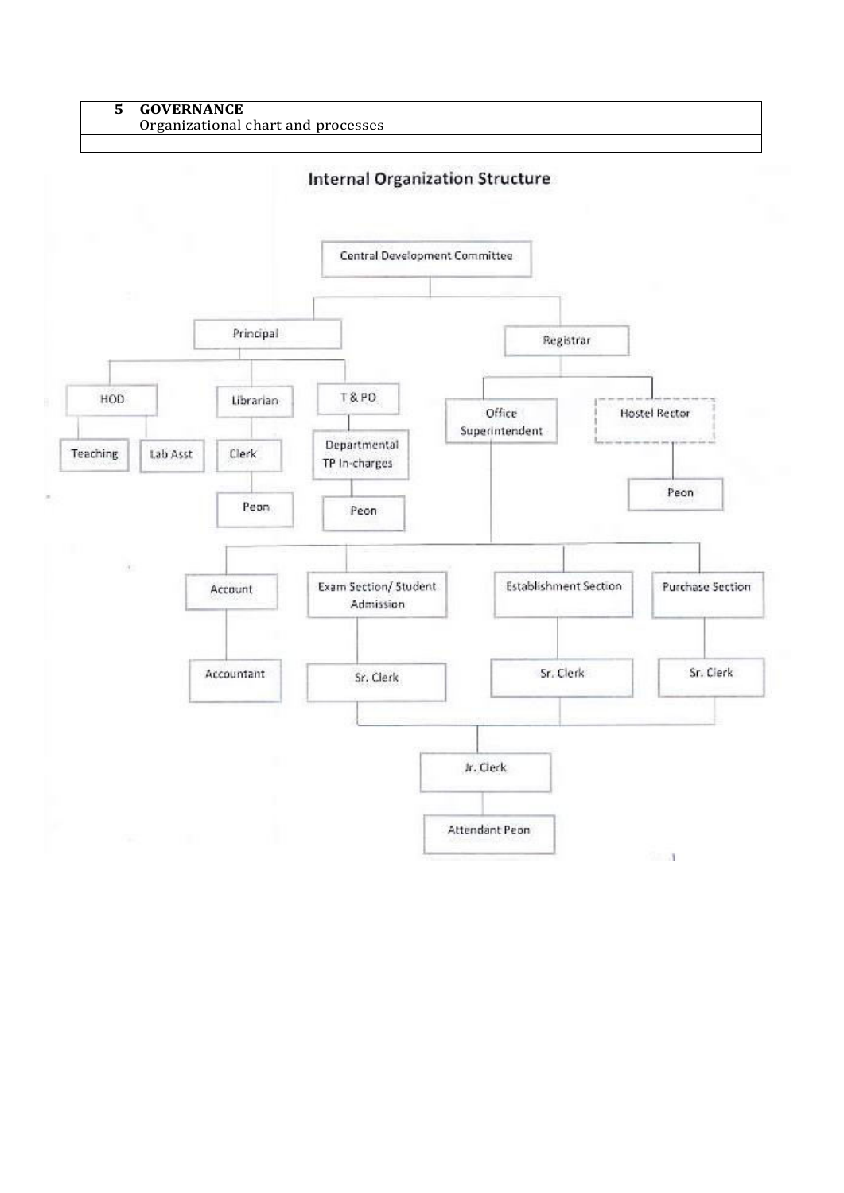| 5 | GOVERNANCE<br>Organizational chart and processes |
|---|---|
| | |

## Internal Organization Structure

- Central Development Committee
  - Principal
    - HOD
      - Teaching
      - Lab Asst
    - Librarian
      - Clerk
        - Peon
    - T & PO
      - Departmental TP In-charges
        - Peon
  - Registrar
    - Office Superintendent
      - Account
        - Accountant
      - Exam Section/ Student Admission
        - Sr. Clerk
      - Establishment Section
        - Sr. Clerk
      - Purchase Section
        - Sr. Clerk
      - (Exam Section, Establishment Section and Purchase Section Sr. Clerks)
        - Jr. Clerk
          - Attendant Peon
    - Hostel Rector
      - Peon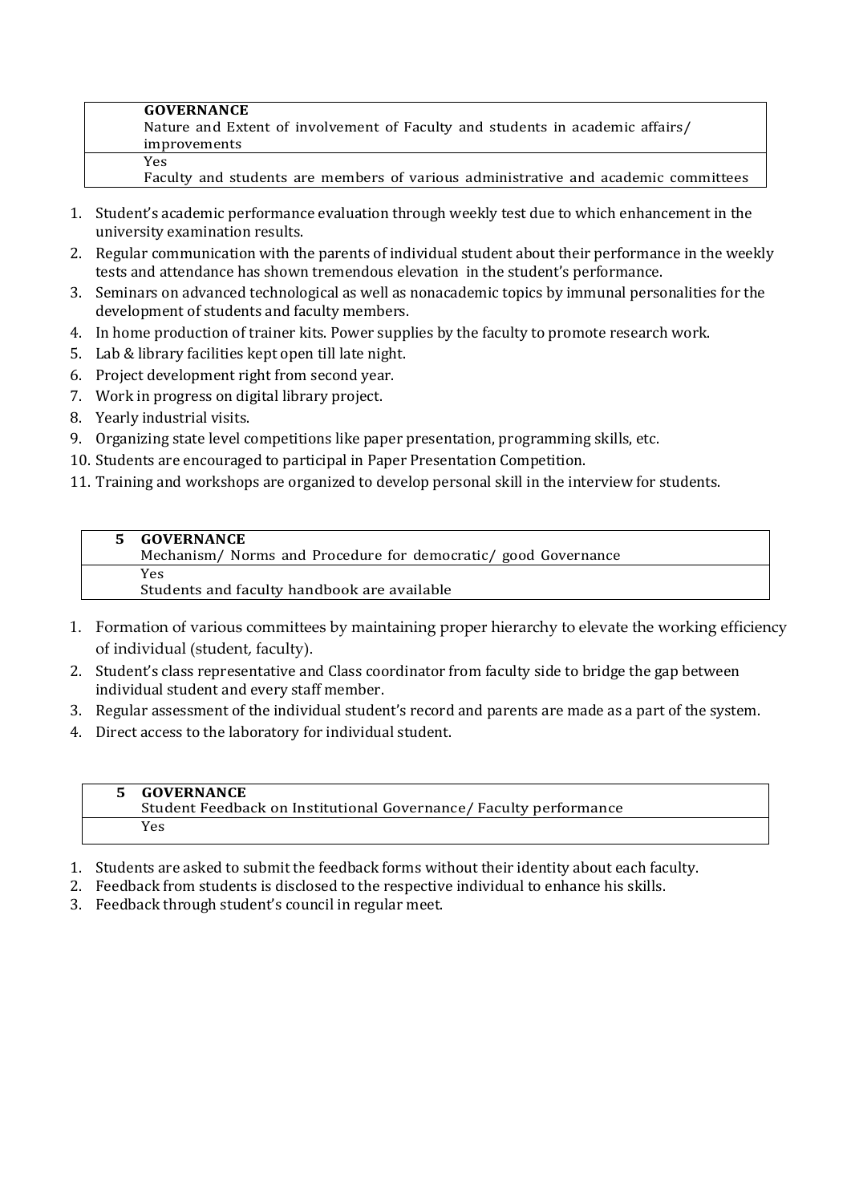| **GOVERNANCE** Nature and Extent of involvement of Faculty and students in academic affairs/ improvements |
|---|
| Yes Faculty and students are members of various administrative and academic committees |

1. Student's academic performance evaluation through weekly test due to which enhancement in the university examination results.
2. Regular communication with the parents of individual student about their performance in the weekly tests and attendance has shown tremendous elevation in the student's performance.
3. Seminars on advanced technological as well as nonacademic topics by immunal personalities for the development of students and faculty members.
4. In home production of trainer kits. Power supplies by the faculty to promote research work.
5. Lab & library facilities kept open till late night.
6. Project development right from second year.
7. Work in progress on digital library project.
8. Yearly industrial visits.
9. Organizing state level competitions like paper presentation, programming skills, etc.
10. Students are encouraged to participal in Paper Presentation Competition.
11. Training and workshops are organized to develop personal skill in the interview for students.

| 5 | **GOVERNANCE** Mechanism/ Norms and Procedure for democratic/ good Governance |
|---|---|
| | Yes Students and faculty handbook are available |

1. Formation of various committees by maintaining proper hierarchy to elevate the working efficiency of individual (student, faculty).
2. Student's class representative and Class coordinator from faculty side to bridge the gap between individual student and every staff member.
3. Regular assessment of the individual student's record and parents are made as a part of the system.
4. Direct access to the laboratory for individual student.

| 5 | **GOVERNANCE** Student Feedback on Institutional Governance/ Faculty performance |
|---|---|
| | Yes |

1. Students are asked to submit the feedback forms without their identity about each faculty.
2. Feedback from students is disclosed to the respective individual to enhance his skills.
3. Feedback through student's council in regular meet.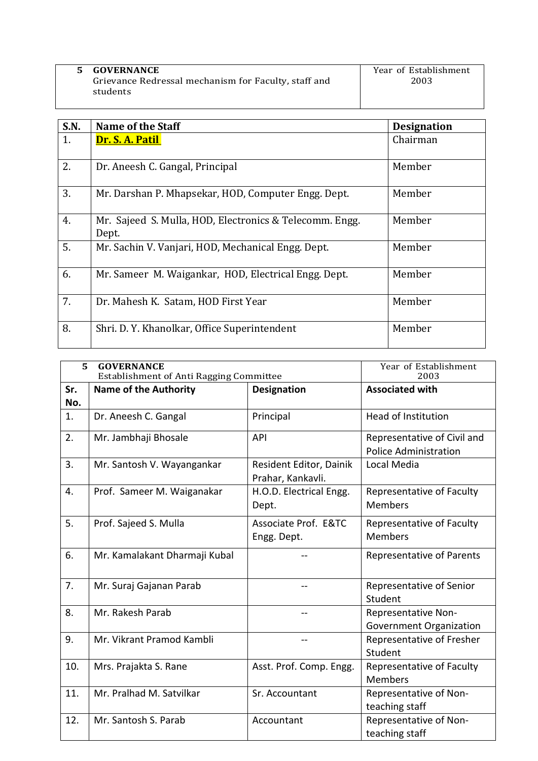| 5 GOVERNANCE<br>Grievance Redressal mechanism for Faculty, staff and students | Year of Establishment<br>2003 |
|---|---|

| S.N. | Name of the Staff | Designation |
|---|---|---|
| 1. | **Dr. S. A. Patil** | Chairman |
| 2. | Dr. Aneesh C. Gangal, Principal | Member |
| 3. | Mr. Darshan P. Mhapsekar, HOD, Computer Engg. Dept. | Member |
| 4. | Mr. Sajeed S. Mulla, HOD, Electronics & Telecomm. Engg. Dept. | Member |
| 5. | Mr. Sachin V. Vanjari, HOD, Mechanical Engg. Dept. | Member |
| 6. | Mr. Sameer M. Waigankar, HOD, Electrical Engg. Dept. | Member |
| 7. | Dr. Mahesh K. Satam, HOD First Year | Member |
| 8. | Shri. D. Y. Khanolkar, Office Superintendent | Member |

| 5 GOVERNANCE<br>Establishment of Anti Ragging Committee | | | Year of Establishment<br>2003 |
|---|---|---|---|
| **Sr. No.** | **Name of the Authority** | **Designation** | **Associated with** |
| 1. | Dr. Aneesh C. Gangal | Principal | Head of Institution |
| 2. | Mr. Jambhaji Bhosale | API | Representative of Civil and Police Administration |
| 3. | Mr. Santosh V. Wayangankar | Resident Editor, Dainik Prahar, Kankavli. | Local Media |
| 4. | Prof. Sameer M. Waiganakar | H.O.D. Electrical Engg. Dept. | Representative of Faculty Members |
| 5. | Prof. Sajeed S. Mulla | Associate Prof. E&TC Engg. Dept. | Representative of Faculty Members |
| 6. | Mr. Kamalakant Dharmaji Kubal | -- | Representative of Parents |
| 7. | Mr. Suraj Gajanan Parab | -- | Representative of Senior Student |
| 8. | Mr. Rakesh Parab | -- | Representative Non-Government Organization |
| 9. | Mr. Vikrant Pramod Kambli | -- | Representative of Fresher Student |
| 10. | Mrs. Prajakta S. Rane | Asst. Prof. Comp. Engg. | Representative of Faculty Members |
| 11. | Mr. Pralhad M. Satvilkar | Sr. Accountant | Representative of Non-teaching staff |
| 12. | Mr. Santosh S. Parab | Accountant | Representative of Non-teaching staff |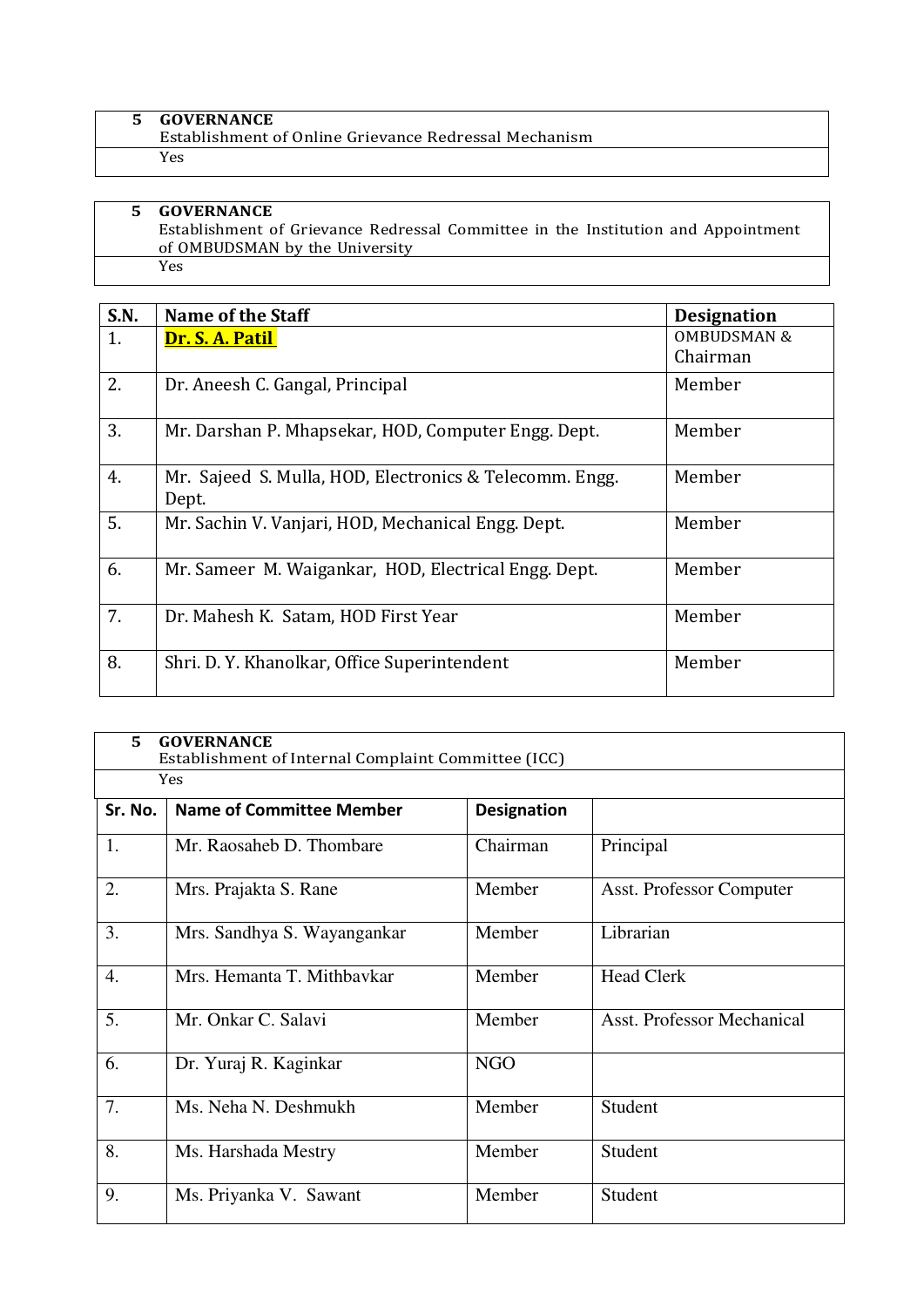| 5 | GOVERNANCE<br>Establishment of Online Grievance Redressal Mechanism |
|---|---|
| | Yes |

| 5 | GOVERNANCE<br>Establishment of Grievance Redressal Committee in the Institution and Appointment of OMBUDSMAN by the University |
|---|---|
| | Yes |

| S.N. | Name of the Staff | Designation |
|---|---|---|
| 1. | **Dr. S. A. Patil** | OMBUDSMAN & Chairman |
| 2. | Dr. Aneesh C. Gangal, Principal | Member |
| 3. | Mr. Darshan P. Mhapsekar, HOD, Computer Engg. Dept. | Member |
| 4. | Mr. Sajeed S. Mulla, HOD, Electronics & Telecomm. Engg. Dept. | Member |
| 5. | Mr. Sachin V. Vanjari, HOD, Mechanical Engg. Dept. | Member |
| 6. | Mr. Sameer M. Waigankar, HOD, Electrical Engg. Dept. | Member |
| 7. | Dr. Mahesh K. Satam, HOD First Year | Member |
| 8. | Shri. D. Y. Khanolkar, Office Superintendent | Member |

| 5 | GOVERNANCE<br>Establishment of Internal Complaint Committee (ICC) | | |
|---|---|---|---|
| | Yes | | |
| **Sr. No.** | **Name of Committee Member** | **Designation** | |
| 1. | Mr. Raosaheb D. Thombare | Chairman | Principal |
| 2. | Mrs. Prajakta S. Rane | Member | Asst. Professor Computer |
| 3. | Mrs. Sandhya S. Wayangankar | Member | Librarian |
| 4. | Mrs. Hemanta T. Mithbavkar | Member | Head Clerk |
| 5. | Mr. Onkar C. Salavi | Member | Asst. Professor Mechanical |
| 6. | Dr. Yuraj R. Kaginkar | NGO | |
| 7. | Ms. Neha N. Deshmukh | Member | Student |
| 8. | Ms. Harshada Mestry | Member | Student |
| 9. | Ms. Priyanka V. Sawant | Member | Student |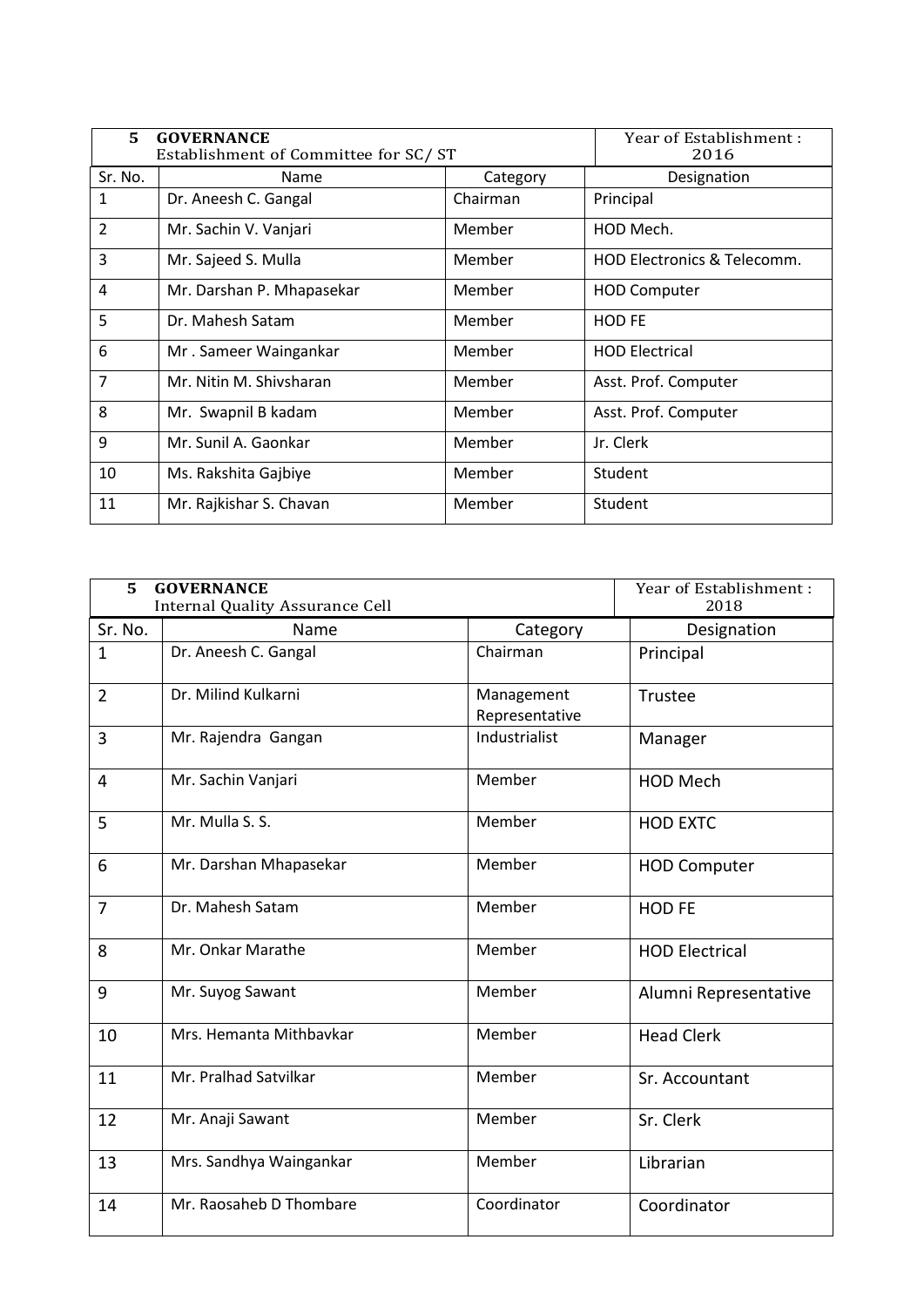| 5 GOVERNANCE<br>Establishment of Committee for SC/ ST | | | Year of Establishment : 2016 |
|---|---|---|---|
| Sr. No. | Name | Category | Designation |
| 1 | Dr. Aneesh C. Gangal | Chairman | Principal |
| 2 | Mr. Sachin V. Vanjari | Member | HOD Mech. |
| 3 | Mr. Sajeed S. Mulla | Member | HOD Electronics & Telecomm. |
| 4 | Mr. Darshan P. Mhapasekar | Member | HOD Computer |
| 5 | Dr. Mahesh Satam | Member | HOD FE |
| 6 | Mr . Sameer Waingankar | Member | HOD Electrical |
| 7 | Mr. Nitin M. Shivsharan | Member | Asst. Prof. Computer |
| 8 | Mr. Swapnil B kadam | Member | Asst. Prof. Computer |
| 9 | Mr. Sunil A. Gaonkar | Member | Jr. Clerk |
| 10 | Ms. Rakshita Gajbiye | Member | Student |
| 11 | Mr. Rajkishar S. Chavan | Member | Student |

| 5 GOVERNANCE<br>Internal Quality Assurance Cell | | | Year of Establishment : 2018 |
|---|---|---|---|
| Sr. No. | Name | Category | Designation |
| 1 | Dr. Aneesh C. Gangal | Chairman | Principal |
| 2 | Dr. Milind Kulkarni | Management Representative | Trustee |
| 3 | Mr. Rajendra Gangan | Industrialist | Manager |
| 4 | Mr. Sachin Vanjari | Member | HOD Mech |
| 5 | Mr. Mulla S. S. | Member | HOD EXTC |
| 6 | Mr. Darshan Mhapasekar | Member | HOD Computer |
| 7 | Dr. Mahesh Satam | Member | HOD FE |
| 8 | Mr. Onkar Marathe | Member | HOD Electrical |
| 9 | Mr. Suyog Sawant | Member | Alumni Representative |
| 10 | Mrs. Hemanta Mithbavkar | Member | Head Clerk |
| 11 | Mr. Pralhad Satvilkar | Member | Sr. Accountant |
| 12 | Mr. Anaji Sawant | Member | Sr. Clerk |
| 13 | Mrs. Sandhya Waingankar | Member | Librarian |
| 14 | Mr. Raosaheb D Thombare | Coordinator | Coordinator |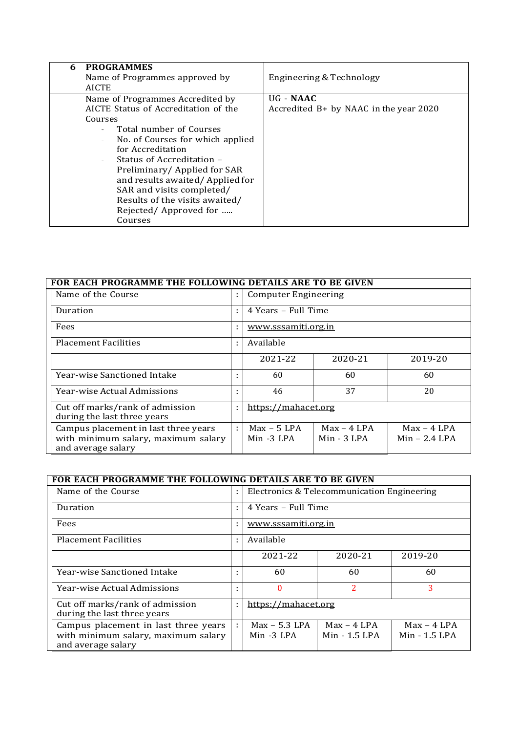| **6** | **PROGRAMMES** Name of Programmes approved by AICTE | Engineering & Technology |
|---|---|---|
| | Name of Programmes Accredited by AICTE Status of Accreditation of the Courses <br> - Total number of Courses <br> - No. of Courses for which applied for Accreditation <br> - Status of Accreditation – Preliminary/ Applied for SAR and results awaited/ Applied for SAR and visits completed/ Results of the visits awaited/ Rejected/ Approved for ..... Courses | UG - **NAAC** <br> Accredited B+ by NAAC in the year 2020 |

| **FOR EACH PROGRAMME THE FOLLOWING DETAILS ARE TO BE GIVEN** | | | | |
|---|---|---|---|---|
| Name of the Course | : | Computer Engineering | | |
| Duration | : | 4 Years – Full Time | | |
| Fees | : | www.sssamiti.org.in | | |
| Placement Facilities | : | Available | | |
| | | 2021-22 | 2020-21 | 2019-20 |
| Year-wise Sanctioned Intake | : | 60 | 60 | 60 |
| Year-wise Actual Admissions | : | 46 | 37 | 20 |
| Cut off marks/rank of admission during the last three years | : | https://mahacet.org | | |
| Campus placement in last three years with minimum salary, maximum salary and average salary | : | Max – 5 LPA <br> Min -3 LPA | Max – 4 LPA <br> Min - 3 LPA | Max – 4 LPA <br> Min – 2.4 LPA |

| **FOR EACH PROGRAMME THE FOLLOWING DETAILS ARE TO BE GIVEN** | | | | |
|---|---|---|---|---|
| Name of the Course | : | Electronics & Telecommunication Engineering | | |
| Duration | : | 4 Years – Full Time | | |
| Fees | : | www.sssamiti.org.in | | |
| Placement Facilities | : | Available | | |
| | | 2021-22 | 2020-21 | 2019-20 |
| Year-wise Sanctioned Intake | : | 60 | 60 | 60 |
| Year-wise Actual Admissions | : | 0 | 2 | 3 |
| Cut off marks/rank of admission during the last three years | : | https://mahacet.org | | |
| Campus placement in last three years with minimum salary, maximum salary and average salary | : | Max – 5.3 LPA <br> Min -3 LPA | Max – 4 LPA <br> Min - 1.5 LPA | Max – 4 LPA <br> Min - 1.5 LPA |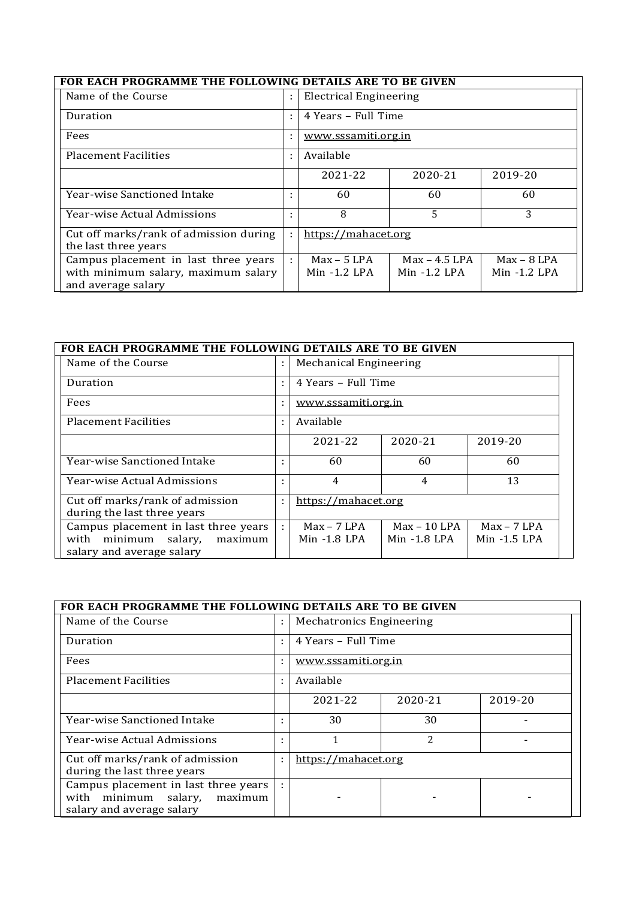| FOR EACH PROGRAMME THE FOLLOWING DETAILS ARE TO BE GIVEN | | | | |
|---|---|---|---|---|
| Name of the Course | : | Electrical Engineering | | |
| Duration | : | 4 Years – Full Time | | |
| Fees | : | www.sssamiti.org.in | | |
| Placement Facilities | : | Available | | |
| | | 2021-22 | 2020-21 | 2019-20 |
| Year-wise Sanctioned Intake | : | 60 | 60 | 60 |
| Year-wise Actual Admissions | : | 8 | 5 | 3 |
| Cut off marks/rank of admission during the last three years | : | https://mahacet.org | | |
| Campus placement in last three years with minimum salary, maximum salary and average salary | : | Max – 5 LPA Min -1.2 LPA | Max – 4.5 LPA Min -1.2 LPA | Max – 8 LPA Min -1.2 LPA |

| FOR EACH PROGRAMME THE FOLLOWING DETAILS ARE TO BE GIVEN | | | | |
|---|---|---|---|---|
| Name of the Course | : | Mechanical Engineering | | |
| Duration | : | 4 Years – Full Time | | |
| Fees | : | www.sssamiti.org.in | | |
| Placement Facilities | : | Available | | |
| | | 2021-22 | 2020-21 | 2019-20 |
| Year-wise Sanctioned Intake | : | 60 | 60 | 60 |
| Year-wise Actual Admissions | : | 4 | 4 | 13 |
| Cut off marks/rank of admission during the last three years | : | https://mahacet.org | | |
| Campus placement in last three years with minimum salary, maximum salary and average salary | : | Max – 7 LPA Min -1.8 LPA | Max – 10 LPA Min -1.8 LPA | Max – 7 LPA Min -1.5 LPA |

| FOR EACH PROGRAMME THE FOLLOWING DETAILS ARE TO BE GIVEN | | | | |
|---|---|---|---|---|
| Name of the Course | : | Mechatronics Engineering | | |
| Duration | : | 4 Years – Full Time | | |
| Fees | : | www.sssamiti.org.in | | |
| Placement Facilities | : | Available | | |
| | | 2021-22 | 2020-21 | 2019-20 |
| Year-wise Sanctioned Intake | : | 30 | 30 | - |
| Year-wise Actual Admissions | : | 1 | 2 | - |
| Cut off marks/rank of admission during the last three years | : | https://mahacet.org | | |
| Campus placement in last three years with minimum salary, maximum salary and average salary | : | - | - | - |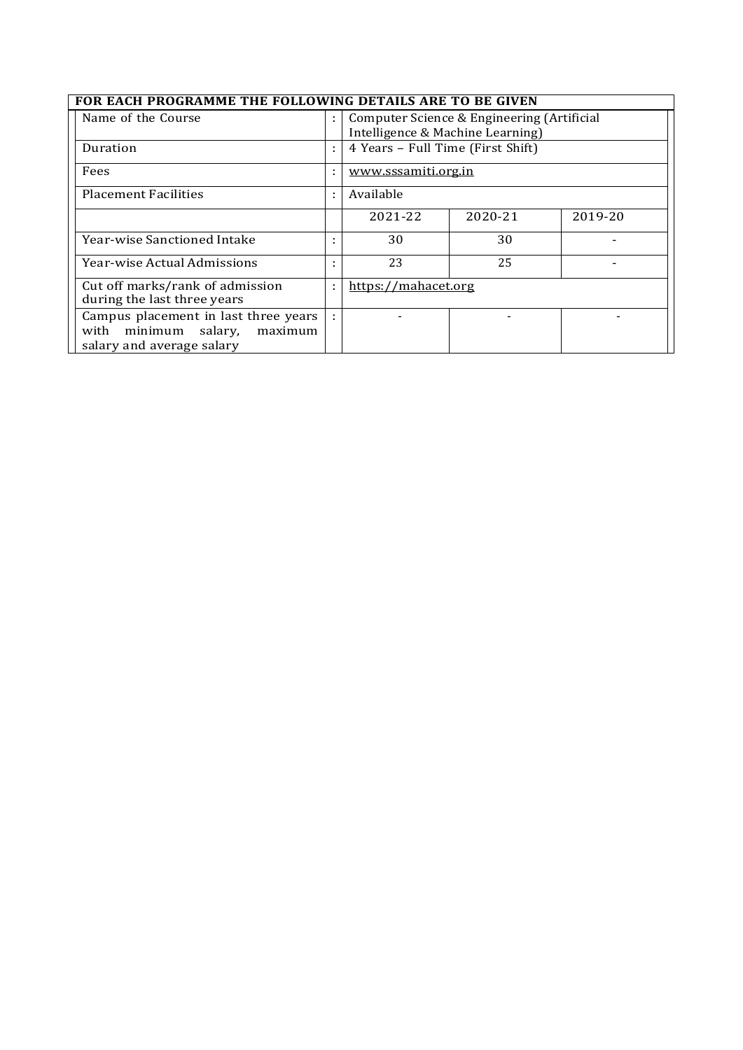| FOR EACH PROGRAMME THE FOLLOWING DETAILS ARE TO BE GIVEN | | | | |
| --- | --- | --- | --- | --- |
| Name of the Course | : | Computer Science & Engineering (Artificial Intelligence & Machine Learning) | | |
| Duration | : | 4 Years – Full Time (First Shift) | | |
| Fees | : | www.sssamiti.org.in | | |
| Placement Facilities | : | Available | | |
| | | 2021-22 | 2020-21 | 2019-20 |
| Year-wise Sanctioned Intake | : | 30 | 30 | - |
| Year-wise Actual Admissions | : | 23 | 25 | - |
| Cut off marks/rank of admission during the last three years | : | https://mahacet.org | | |
| Campus placement in last three years with minimum salary, maximum salary and average salary | : | - | - | - |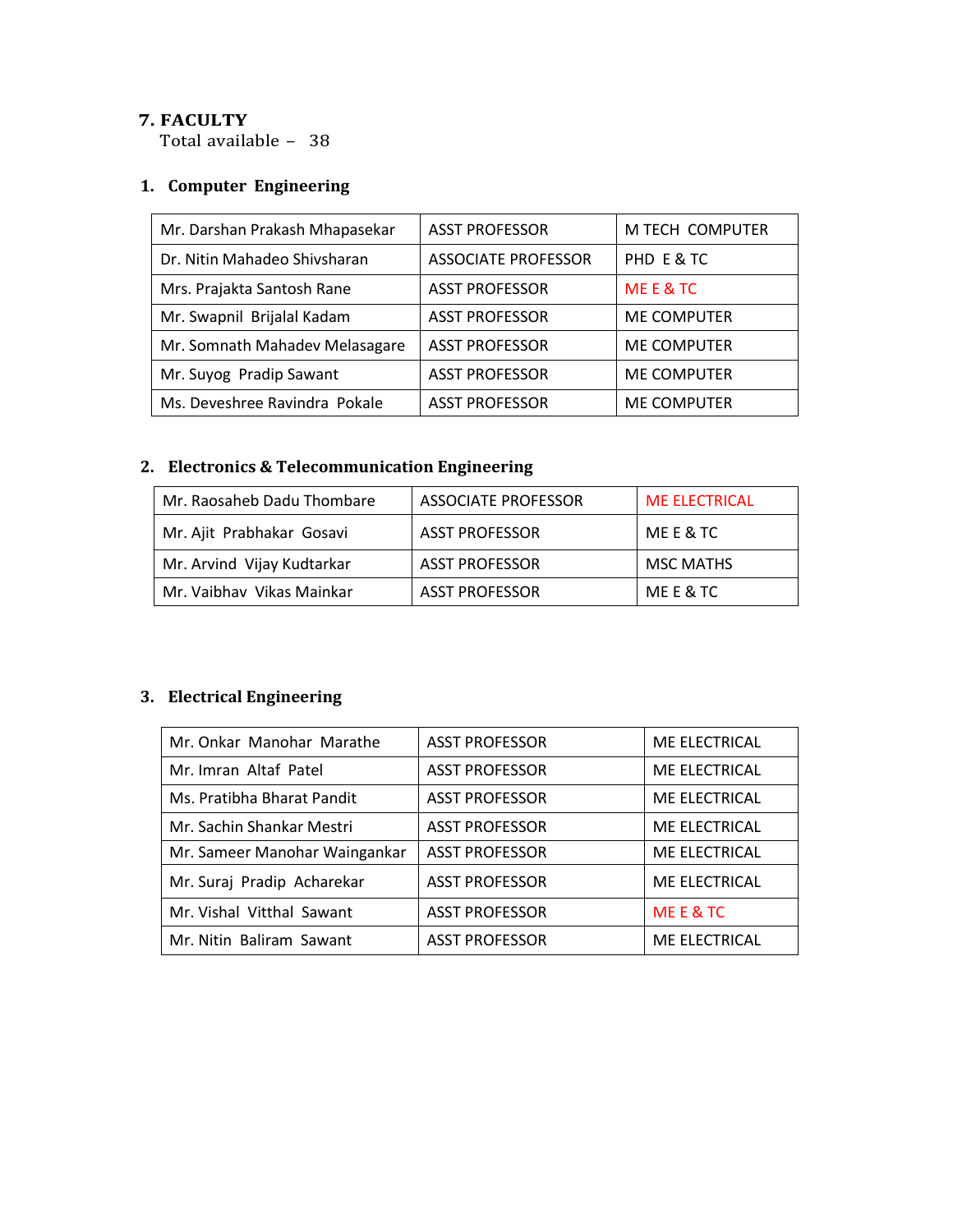## 7. FACULTY

Total available – 38

### 1. Computer Engineering

| | | |
|---|---|---|
| Mr. Darshan Prakash Mhapasekar | ASST PROFESSOR | M TECH COMPUTER |
| Dr. Nitin Mahadeo Shivsharan | ASSOCIATE PROFESSOR | PHD E & TC |
| Mrs. Prajakta Santosh Rane | ASST PROFESSOR | ME E & TC |
| Mr. Swapnil Brijalal Kadam | ASST PROFESSOR | ME COMPUTER |
| Mr. Somnath Mahadev Melasagare | ASST PROFESSOR | ME COMPUTER |
| Mr. Suyog Pradip Sawant | ASST PROFESSOR | ME COMPUTER |
| Ms. Deveshree Ravindra Pokale | ASST PROFESSOR | ME COMPUTER |

### 2. Electronics & Telecommunication Engineering

| | | |
|---|---|---|
| Mr. Raosaheb Dadu Thombare | ASSOCIATE PROFESSOR | ME ELECTRICAL |
| Mr. Ajit Prabhakar Gosavi | ASST PROFESSOR | ME E & TC |
| Mr. Arvind Vijay Kudtarkar | ASST PROFESSOR | MSC MATHS |
| Mr. Vaibhav Vikas Mainkar | ASST PROFESSOR | ME E & TC |

### 3. Electrical Engineering

| | | |
|---|---|---|
| Mr. Onkar Manohar Marathe | ASST PROFESSOR | ME ELECTRICAL |
| Mr. Imran Altaf Patel | ASST PROFESSOR | ME ELECTRICAL |
| Ms. Pratibha Bharat Pandit | ASST PROFESSOR | ME ELECTRICAL |
| Mr. Sachin Shankar Mestri | ASST PROFESSOR | ME ELECTRICAL |
| Mr. Sameer Manohar Waingankar | ASST PROFESSOR | ME ELECTRICAL |
| Mr. Suraj Pradip Acharekar | ASST PROFESSOR | ME ELECTRICAL |
| Mr. Vishal Vitthal Sawant | ASST PROFESSOR | ME E & TC |
| Mr. Nitin Baliram Sawant | ASST PROFESSOR | ME ELECTRICAL |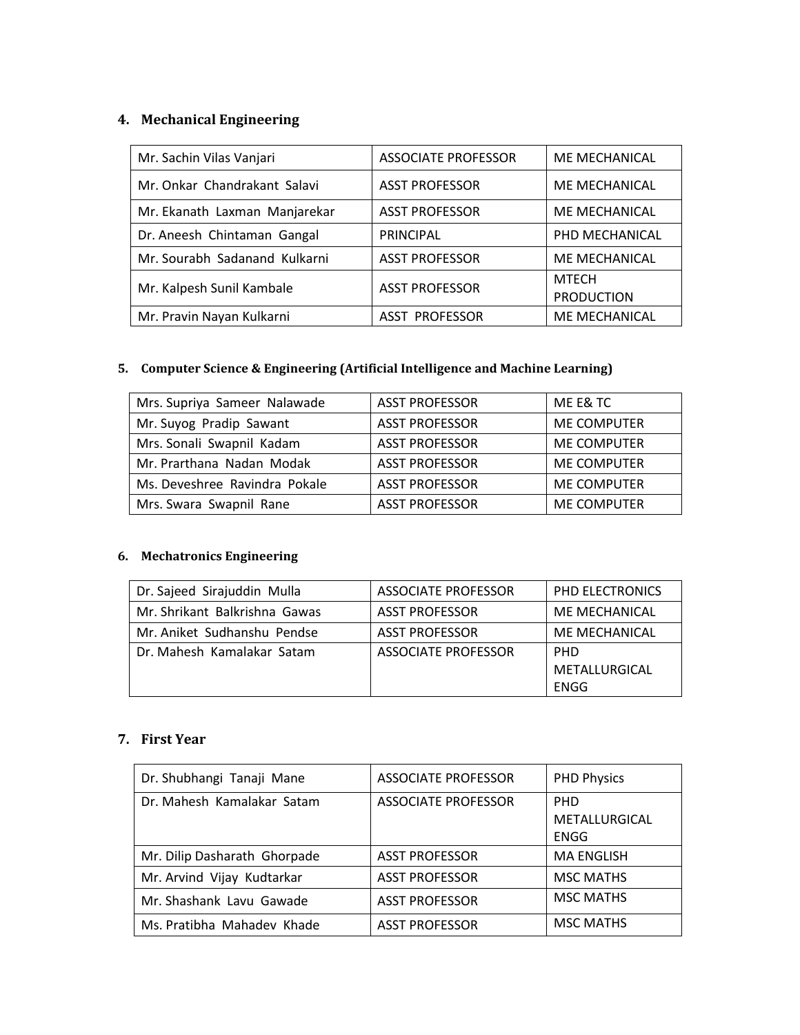## 4. Mechanical Engineering

| | | |
|---|---|---|
| Mr. Sachin Vilas Vanjari | ASSOCIATE PROFESSOR | ME MECHANICAL |
| Mr. Onkar Chandrakant Salavi | ASST PROFESSOR | ME MECHANICAL |
| Mr. Ekanath Laxman Manjarekar | ASST PROFESSOR | ME MECHANICAL |
| Dr. Aneesh Chintaman Gangal | PRINCIPAL | PHD MECHANICAL |
| Mr. Sourabh Sadanand Kulkarni | ASST PROFESSOR | ME MECHANICAL |
| Mr. Kalpesh Sunil Kambale | ASST PROFESSOR | MTECH PRODUCTION |
| Mr. Pravin Nayan Kulkarni | ASST PROFESSOR | ME MECHANICAL |

## 5. Computer Science & Engineering (Artificial Intelligence and Machine Learning)

| | | |
|---|---|---|
| Mrs. Supriya Sameer Nalawade | ASST PROFESSOR | ME E& TC |
| Mr. Suyog Pradip Sawant | ASST PROFESSOR | ME COMPUTER |
| Mrs. Sonali Swapnil Kadam | ASST PROFESSOR | ME COMPUTER |
| Mr. Prarthana Nadan Modak | ASST PROFESSOR | ME COMPUTER |
| Ms. Deveshree Ravindra Pokale | ASST PROFESSOR | ME COMPUTER |
| Mrs. Swara Swapnil Rane | ASST PROFESSOR | ME COMPUTER |

## 6. Mechatronics Engineering

| | | |
|---|---|---|
| Dr. Sajeed Sirajuddin Mulla | ASSOCIATE PROFESSOR | PHD ELECTRONICS |
| Mr. Shrikant Balkrishna Gawas | ASST PROFESSOR | ME MECHANICAL |
| Mr. Aniket Sudhanshu Pendse | ASST PROFESSOR | ME MECHANICAL |
| Dr. Mahesh Kamalakar Satam | ASSOCIATE PROFESSOR | PHD METALLURGICAL ENGG |

## 7. First Year

| | | |
|---|---|---|
| Dr. Shubhangi Tanaji Mane | ASSOCIATE PROFESSOR | PHD Physics |
| Dr. Mahesh Kamalakar Satam | ASSOCIATE PROFESSOR | PHD METALLURGICAL ENGG |
| Mr. Dilip Dasharath Ghorpade | ASST PROFESSOR | MA ENGLISH |
| Mr. Arvind Vijay Kudtarkar | ASST PROFESSOR | MSC MATHS |
| Mr. Shashank Lavu Gawade | ASST PROFESSOR | MSC MATHS |
| Ms. Pratibha Mahadev Khade | ASST PROFESSOR | MSC MATHS |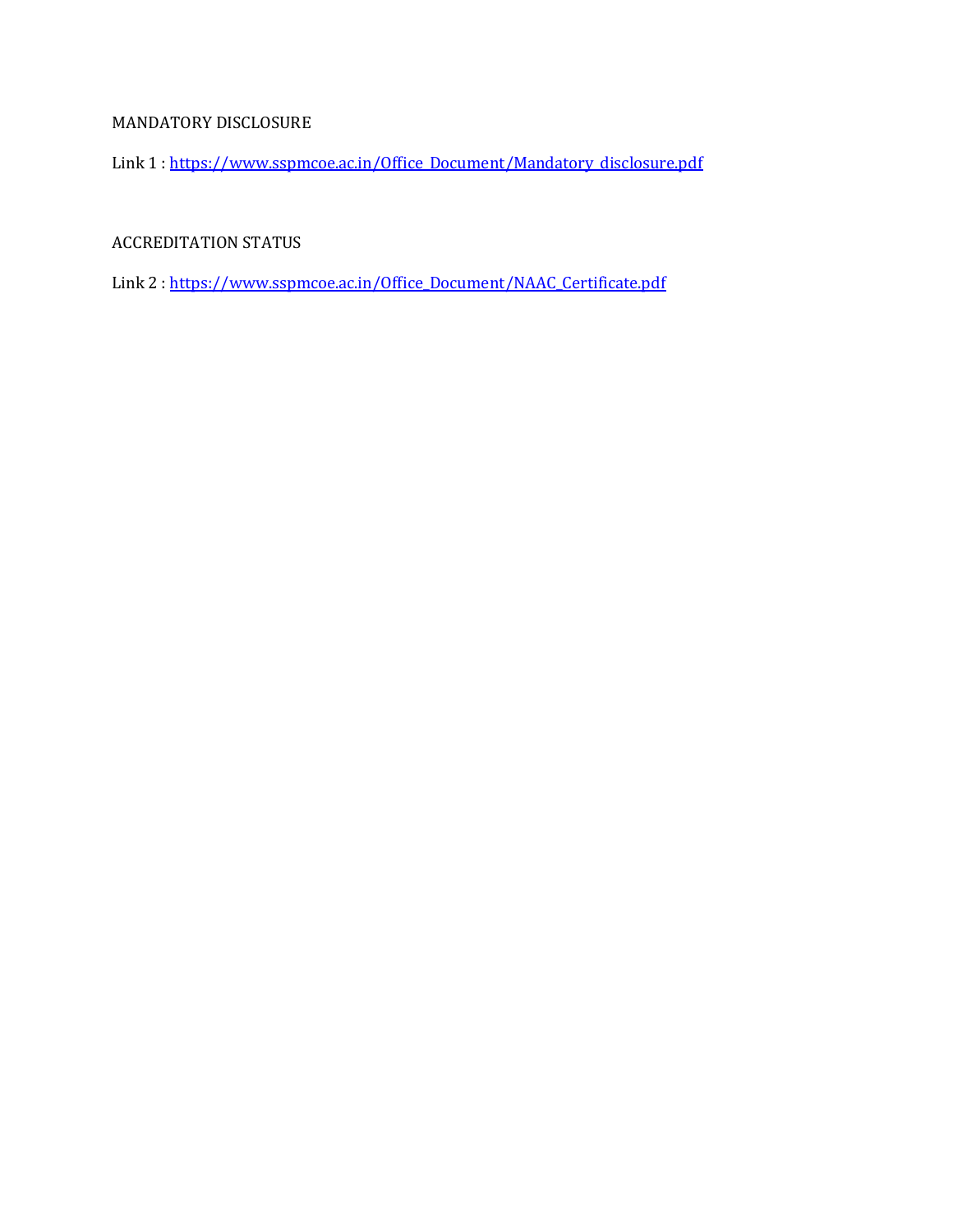MANDATORY DISCLOSURE

Link 1 : [https://www.sspmcoe.ac.in/Office_Document/Mandatory_disclosure.pdf](https://www.sspmcoe.ac.in/Office_Document/Mandatory_disclosure.pdf)

ACCREDITATION STATUS

Link 2 : [https://www.sspmcoe.ac.in/Office_Document/NAAC_Certificate.pdf](https://www.sspmcoe.ac.in/Office_Document/NAAC_Certificate.pdf)